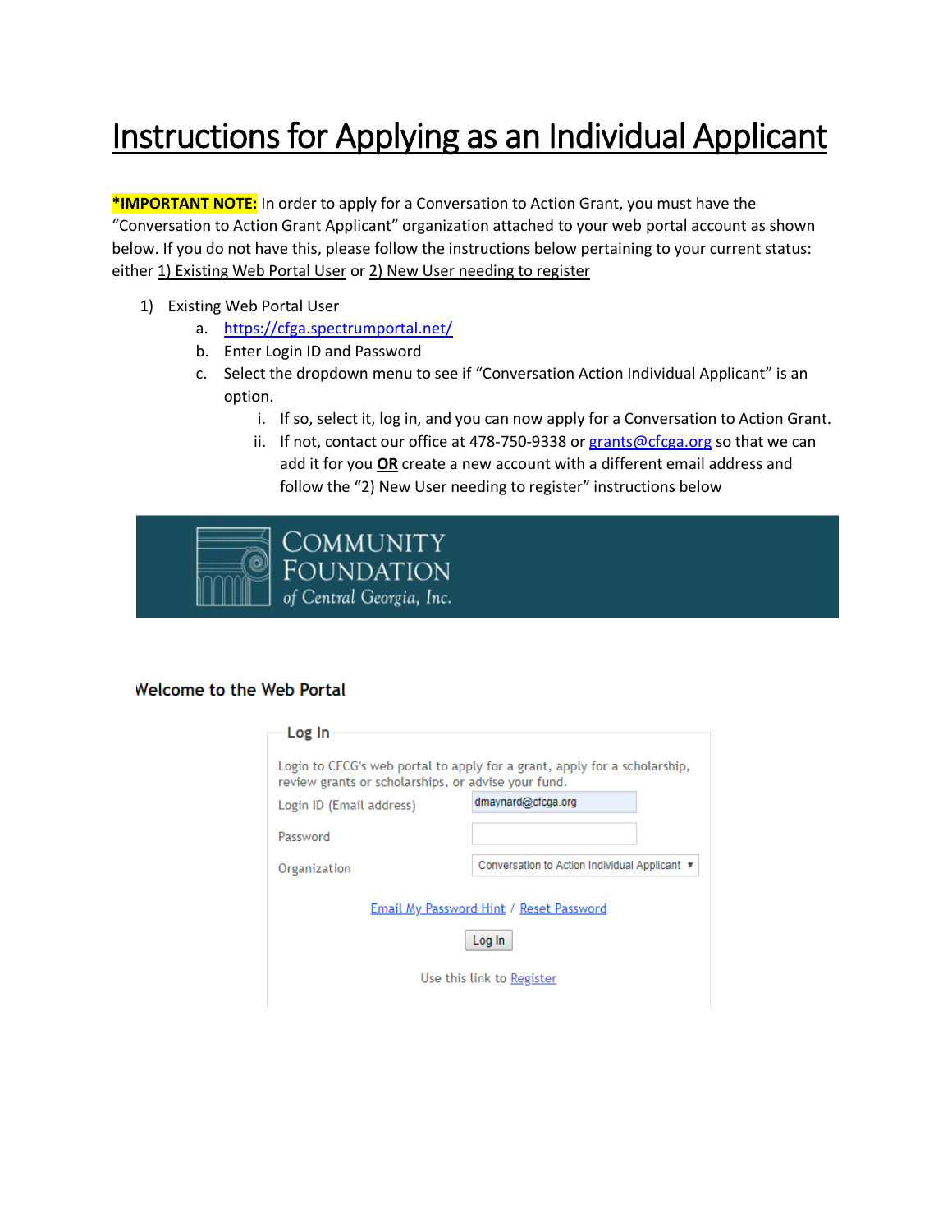# Instructions for Applying as an Individual Applicant

**\*IMPORTANT NOTE:** In order to apply for a Conversation to Action Grant, you must have the "Conversation to Action Grant Applicant" organization attached to your web portal account as shown below. If you do not have this, please follow the instructions below pertaining to your current status: either 1) Existing Web Portal User or 2) New User needing to register

1) Existing Web Portal User
   a. https://cfga.spectrumportal.net/
   b. Enter Login ID and Password
   c. Select the dropdown menu to see if "Conversation Action Individual Applicant" is an option.
      i. If so, select it, log in, and you can now apply for a Conversation to Action Grant.
      ii. If not, contact our office at 478-750-9338 or grants@cfcga.org so that we can add it for you **OR** create a new account with a different email address and follow the "2) New User needing to register" instructions below

COMMUNITY FOUNDATION of Central Georgia, Inc.

Welcome to the Web Portal

Log In

Login to CFCG's web portal to apply for a grant, apply for a scholarship, review grants or scholarships, or advise your fund.

Login ID (Email address) dmaynard@cfcga.org

Password

Organization Conversation to Action Individual Applicant

Email My Password Hint / Reset Password

Log In

Use this link to Register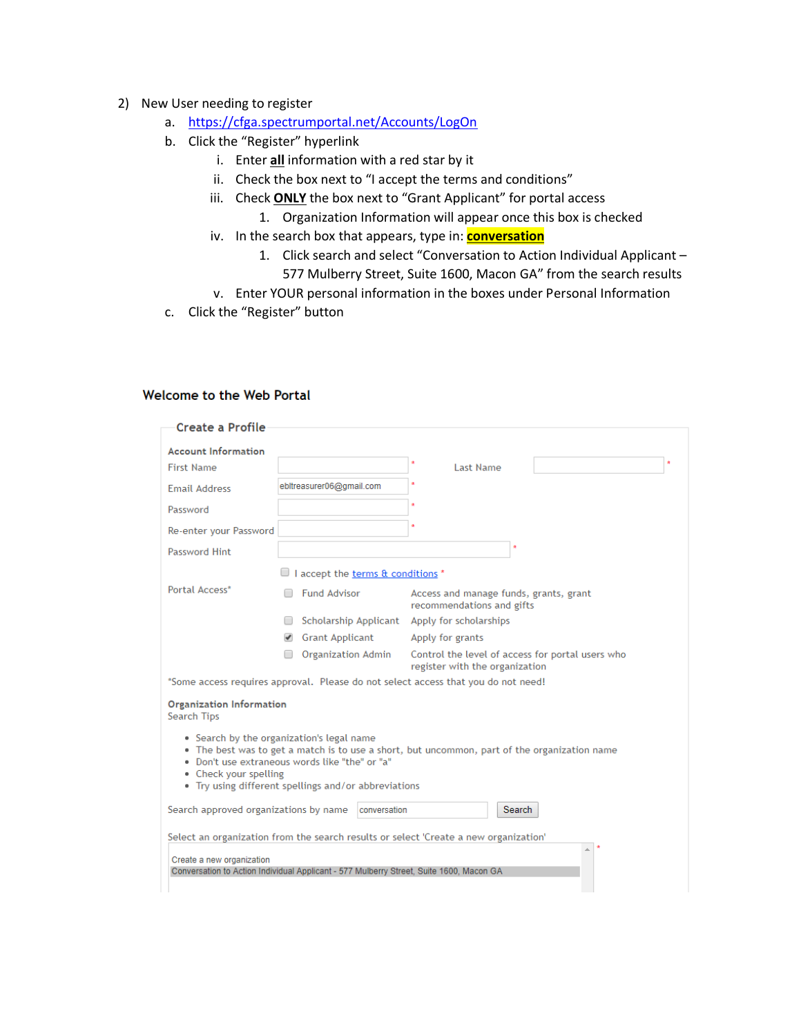2) New User needing to register

   a. [https://cfga.spectrumportal.net/Accounts/LogOn](https://cfga.spectrumportal.net/Accounts/LogOn)

   b. Click the "Register" hyperlink

      i. Enter **all** information with a red star by it

      ii. Check the box next to "I accept the terms and conditions"

      iii. Check **ONLY** the box next to "Grant Applicant" for portal access

         1. Organization Information will appear once this box is checked

      iv. In the search box that appears, type in: **conversation**

         1. Click search and select "Conversation to Action Individual Applicant – 577 Mulberry Street, Suite 1600, Macon GA" from the search results

      v. Enter YOUR personal information in the boxes under Personal Information

   c. Click the "Register" button

### Welcome to the Web Portal

**Create a Profile**

**Account Information**

First Name * Last Name *

Email Address ebltreasurer06@gmail.com *

Password *

Re-enter your Password *

Password Hint *

☐ I accept the terms & conditions *

Portal Access*

| | | |
|---|---|---|
| ☐ | Fund Advisor | Access and manage funds, grants, grant recommendations and gifts |
| ☐ | Scholarship Applicant | Apply for scholarships |
| ☑ | Grant Applicant | Apply for grants |
| ☐ | Organization Admin | Control the level of access for portal users who register with the organization |

*Some access requires approval. Please do not select access that you do not need!

**Organization Information**

Search Tips

- Search by the organization's legal name
- The best was to get a match is to use a short, but uncommon, part of the organization name
- Don't use extraneous words like "the" or "a"
- Check your spelling
- Try using different spellings and/or abbreviations

Search approved organizations by name conversation Search

Select an organization from the search results or select 'Create a new organization' *

Create a new organization

Conversation to Action Individual Applicant - 577 Mulberry Street, Suite 1600, Macon GA